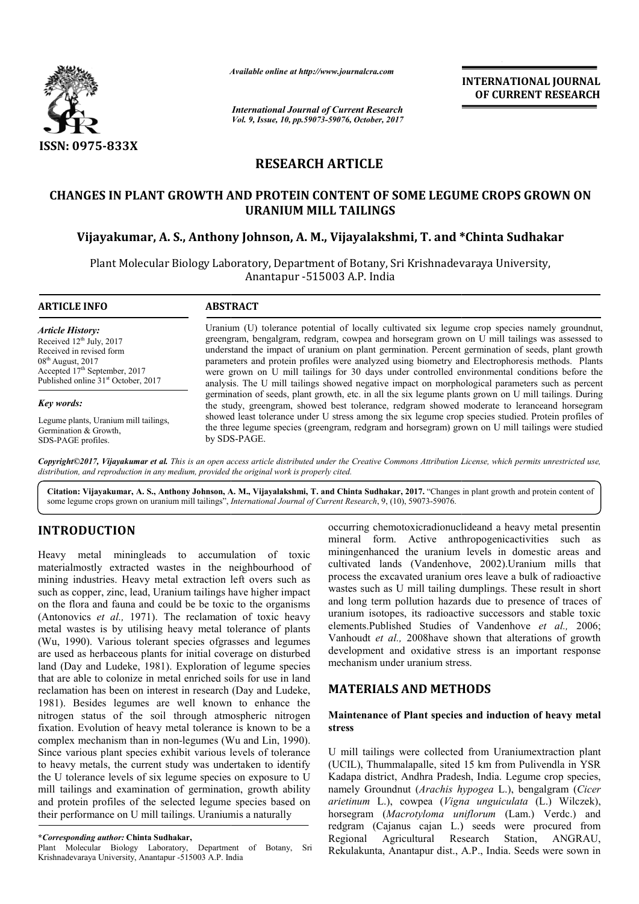*Available online at http://www.journalcra.com*

*International Journal of Current Research*
*Vol. 9, Issue, 10, pp.59073-59076, October, 2017*

**INTERNATIONAL JOURNAL OF CURRENT RESEARCH**

ISSN: 0975-833X

## RESEARCH ARTICLE

# CHANGES IN PLANT GROWTH AND PROTEIN CONTENT OF SOME LEGUME CROPS GROWN ON URANIUM MILL TAILINGS

### Vijayakumar, A. S., Anthony Johnson, A. M., Vijayalakshmi, T. and \*Chinta Sudhakar

Plant Molecular Biology Laboratory, Department of Botany, Sri Krishnadevaraya University, Anantapur -515003 A.P. India

**ARTICLE INFO**

*Article History:*
Received 12th July, 2017
Received in revised form
08th August, 2017
Accepted 17th September, 2017
Published online 31st October, 2017

*Key words:*
Legume plants, Uranium mill tailings, Germination & Growth, SDS-PAGE profiles.

**ABSTRACT**

Uranium (U) tolerance potential of locally cultivated six legume crop species namely groundnut, greengram, bengalgram, redgram, cowpea and horsegram grown on U mill tailings was assessed to understand the impact of uranium on plant germination. Percent germination of seeds, plant growth parameters and protein profiles were analyzed using biometry and Electrophoresis methods. Plants were grown on U mill tailings for 30 days under controlled environmental conditions before the analysis. The U mill tailings showed negative impact on morphological parameters such as percent germination of seeds, plant growth, etc. in all the six legume plants grown on U mill tailings. During the study, greengram, showed best tolerance, redgram showed moderate to leranceand horsegram showed least tolerance under U stress among the six legume crop species studied. Protein profiles of the three legume species (greengram, redgram and horsegram) grown on U mill tailings were studied by SDS-PAGE.

*Copyright©2017, Vijayakumar et al. This is an open access article distributed under the Creative Commons Attribution License, which permits unrestricted use, distribution, and reproduction in any medium, provided the original work is properly cited.*

**Citation: Vijayakumar, A. S., Anthony Johnson, A. M., Vijayalakshmi, T. and Chinta Sudhakar, 2017.** "Changes in plant growth and protein content of some legume crops grown on uranium mill tailings", *International Journal of Current Research*, 9, (10), 59073-59076.

## INTRODUCTION

Heavy metal miningleads to accumulation of toxic materialmostly extracted wastes in the neighbourhood of mining industries. Heavy metal extraction left overs such as such as copper, zinc, lead, Uranium tailings have higher impact on the flora and fauna and could be be toxic to the organisms (Antonovics *et al.,* 1971). The reclamation of toxic heavy metal wastes is by utilising heavy metal tolerance of plants (Wu, 1990). Various tolerant species ofgrasses and legumes are used as herbaceous plants for initial coverage on disturbed land (Day and Ludeke, 1981). Exploration of legume species that are able to colonize in metal enriched soils for use in land reclamation has been on interest in research (Day and Ludeke, 1981). Besides legumes are well known to enhance the nitrogen status of the soil through atmospheric nitrogen fixation. Evolution of heavy metal tolerance is known to be a complex mechanism than in non-legumes (Wu and Lin, 1990). Since various plant species exhibit various levels of tolerance to heavy metals, the current study was undertaken to identify the U tolerance levels of six legume species on exposure to U mill tailings and examination of germination, growth ability and protein profiles of the selected legume species based on their performance on U mill tailings. Uraniumis a naturally occurring chemotoxicradionuclideand a heavy metal presentin mineral form. Active anthropogenicactivities such as miningenhanced the uranium levels in domestic areas and cultivated lands (Vandenhove, 2002).Uranium mills that process the excavated uranium ores leave a bulk of radioactive wastes such as U mill tailing dumplings. These result in short and long term pollution hazards due to presence of traces of uranium isotopes, its radioactive successors and stable toxic elements.Published Studies of Vandenhove *et al.,* 2006; Vanhoudt *et al.,* 2008have shown that alterations of growth development and oxidative stress is an important response mechanism under uranium stress.

\*Corresponding author: Chinta Sudhakar,
Plant Molecular Biology Laboratory, Department of Botany, Sri Krishnadevaraya University, Anantapur -515003 A.P. India

## MATERIALS AND METHODS

### Maintenance of Plant species and induction of heavy metal stress

U mill tailings were collected from Uraniumextraction plant (UCIL), Thummalapalle, sited 15 km from Pulivendla in YSR Kadapa district, Andhra Pradesh, India. Legume crop species, namely Groundnut (*Arachis hypogea* L.), bengalgram (*Cicer arietinum* L.), cowpea (*Vigna unguiculata* (L.) Wilczek), horsegram (*Macrotyloma uniflorum* (Lam.) Verdc.) and redgram (Cajanus cajan L.) seeds were procured from Regional Agricultural Research Station, ANGRAU, Rekulakunta, Anantapur dist., A.P., India. Seeds were sown in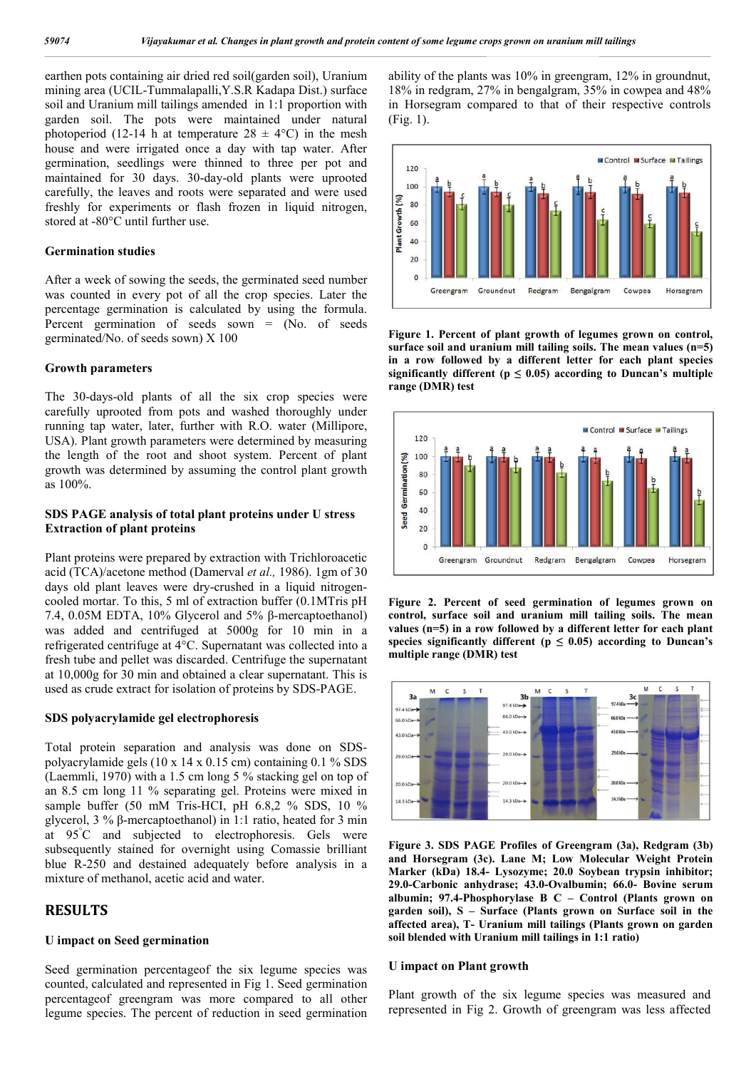earthen pots containing air dried red soil(garden soil), Uranium mining area (UCIL-Tummalapalli, Y.S.R Kadapa Dist.) surface soil and Uranium mill tailings amended in 1:1 proportion with garden soil. The pots were maintained under natural photoperiod (12-14 h at temperature 28 ± 4°C) in the mesh house and were irrigated once a day with tap water. After germination, seedlings were thinned to three per pot and maintained for 30 days. 30-day-old plants were uprooted carefully, the leaves and roots were separated and were used freshly for experiments or flash frozen in liquid nitrogen, stored at -80°C until further use.

### Germination studies

After a week of sowing the seeds, the germinated seed number was counted in every pot of all the crop species. Later the percentage germination is calculated by using the formula. Percent germination of seeds sown = (No. of seeds germinated/No. of seeds sown) X 100

### Growth parameters

The 30-days-old plants of all the six crop species were carefully uprooted from pots and washed thoroughly under running tap water, later, further with R.O. water (Millipore, USA). Plant growth parameters were determined by measuring the length of the root and shoot system. Percent of plant growth was determined by assuming the control plant growth as 100%.

### SDS PAGE analysis of total plant proteins under U stress Extraction of plant proteins

Plant proteins were prepared by extraction with Trichloroacetic acid (TCA)/acetone method (Damerval *et al.,* 1986). 1gm of 30 days old plant leaves were dry-crushed in a liquid nitrogen-cooled mortar. To this, 5 ml of extraction buffer (0.1MTris pH 7.4, 0.05M EDTA, 10% Glycerol and 5% β-mercaptoethanol) was added and centrifuged at 5000g for 10 min in a refrigerated centrifuge at 4°C. Supernatant was collected into a fresh tube and pellet was discarded. Centrifuge the supernatant at 10,000g for 30 min and obtained a clear supernatant. This is used as crude extract for isolation of proteins by SDS-PAGE.

### SDS polyacrylamide gel electrophoresis

Total protein separation and analysis was done on SDS-polyacrylamide gels (10 x 14 x 0.15 cm) containing 0.1 % SDS (Laemmli, 1970) with a 1.5 cm long 5 % stacking gel on top of an 8.5 cm long 11 % separating gel. Proteins were mixed in sample buffer (50 mM Tris-HCl, pH 6.8,2 % SDS, 10 % glycerol, 3 % β-mercaptoethanol) in 1:1 ratio, heated for 3 min at 95°C and subjected to electrophoresis. Gels were subsequently stained for overnight using Comassie brilliant blue R-250 and destained adequately before analysis in a mixture of methanol, acetic acid and water.

## RESULTS

### U impact on Seed germination

Seed germination percentageof the six legume species was counted, calculated and represented in Fig 1. Seed germination percentageof greengram was more compared to all other legume species. The percent of reduction in seed germination ability of the plants was 10% in greengram, 12% in groundnut, 18% in redgram, 27% in bengalgram, 35% in cowpea and 48% in Horsegram compared to that of their respective controls (Fig. 1).

Control Surface Tailings
Plant Growth (%)
120
100
80
60
40
20
0
Greengram Groundnut Redgram Bengalgram Cowpea Horsegram
a b c a b c a b c a b c a b c a b c

**Figure 1. Percent of plant growth of legumes grown on control, surface soil and uranium mill tailing soils. The mean values (n=5) in a row followed by a different letter for each plant species significantly different (p ≤ 0.05) according to Duncan's multiple range (DMR) test**

Control Surface Tailings
Seed Germination (%)
120
100
80
60
40
20
0
Greengram Groundnut Redgram Bengalgram Cowpea Horsegram
a a b a a b a a b a a b a a b a a b

**Figure 2. Percent of seed germination of legumes grown on control, surface soil and uranium mill tailing soils. The mean values (n=5) in a row followed by a different letter for each plant species significantly different (p ≤ 0.05) according to Duncan's multiple range (DMR) test**

3a M C S T
97.4 kDa
66.0 kDa
43.0 kDa
29.0 kDa
20.0 kDa
14.3 kDa
3b M C S T
97.4 kDa
66.0 kDa
43.0 kDa
29.0 kDa
20.0 kDa
14.3 kDa
3c M C S T
97.4 kDa
66.0 kDa
43.0 kDa
29.0 kDa
20.0 kDa
14.3 kDa

**Figure 3. SDS PAGE Profiles of Greengram (3a), Redgram (3b) and Horsegram (3c). Lane M; Low Molecular Weight Protein Marker (kDa) 18.4- Lysozyme; 20.0 Soybean trypsin inhibitor; 29.0-Carbonic anhydrase; 43.0-Ovalbumin; 66.0- Bovine serum albumin; 97.4-Phosphorylase B C – Control (Plants grown on garden soil), S – Surface (Plants grown on Surface soil in the affected area), T- Uranium mill tailings (Plants grown on garden soil blended with Uranium mill tailings in 1:1 ratio)**

### U impact on Plant growth

Plant growth of the six legume species was measured and represented in Fig 2. Growth of greengram was less affected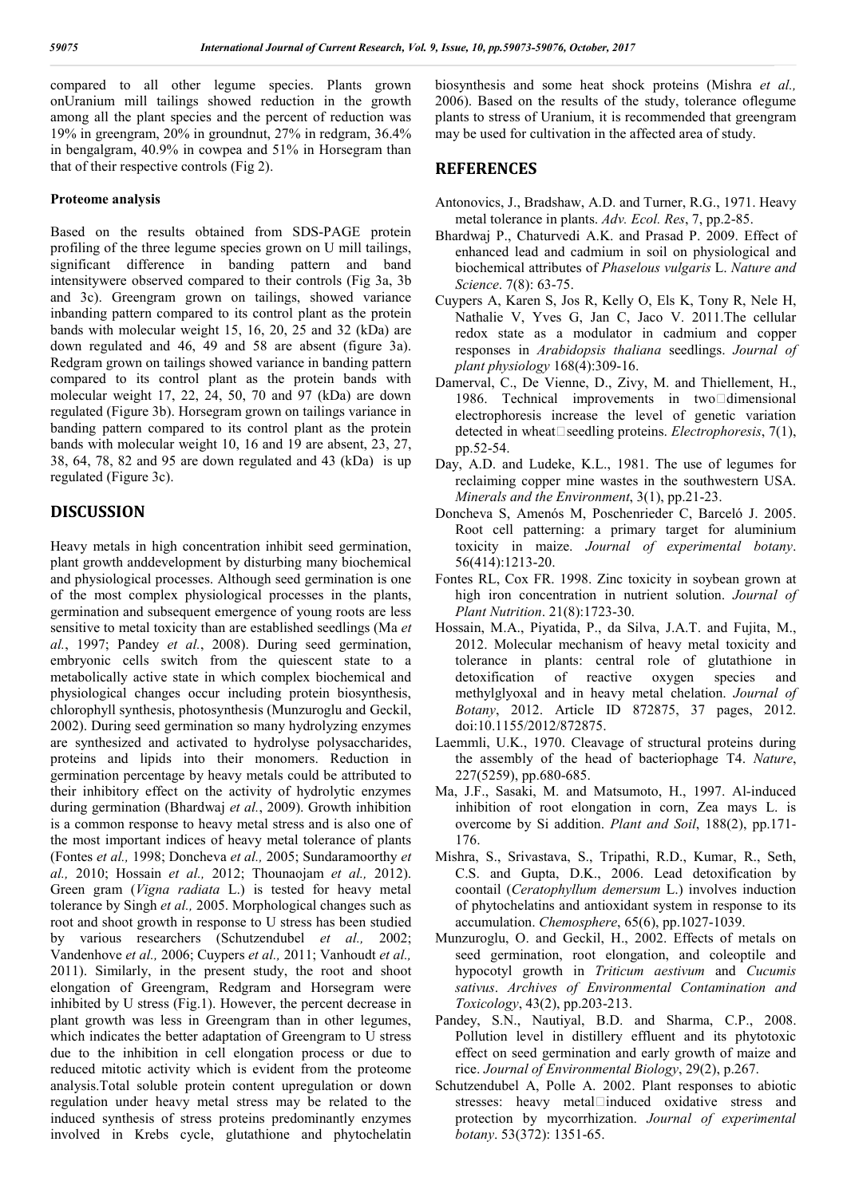compared to all other legume species. Plants grown onUranium mill tailings showed reduction in the growth among all the plant species and the percent of reduction was 19% in greengram, 20% in groundnut, 27% in redgram, 36.4% in bengalgram, 40.9% in cowpea and 51% in Horsegram than that of their respective controls (Fig 2).

### Proteome analysis

Based on the results obtained from SDS-PAGE protein profiling of the three legume species grown on U mill tailings, significant difference in banding pattern and band intensitywere observed compared to their controls (Fig 3a, 3b and 3c). Greengram grown on tailings, showed variance inbanding pattern compared to its control plant as the protein bands with molecular weight 15, 16, 20, 25 and 32 (kDa) are down regulated and 46, 49 and 58 are absent (figure 3a). Redgram grown on tailings showed variance in banding pattern compared to its control plant as the protein bands with molecular weight 17, 22, 24, 50, 70 and 97 (kDa) are down regulated (Figure 3b). Horsegram grown on tailings variance in banding pattern compared to its control plant as the protein bands with molecular weight 10, 16 and 19 are absent, 23, 27, 38, 64, 78, 82 and 95 are down regulated and 43 (kDa) is up regulated (Figure 3c).

## DISCUSSION

Heavy metals in high concentration inhibit seed germination, plant growth anddevelopment by disturbing many biochemical and physiological processes. Although seed germination is one of the most complex physiological processes in the plants, germination and subsequent emergence of young roots are less sensitive to metal toxicity than are established seedlings (Ma *et al.*, 1997; Pandey *et al.*, 2008). During seed germination, embryonic cells switch from the quiescent state to a metabolically active state in which complex biochemical and physiological changes occur including protein biosynthesis, chlorophyll synthesis, photosynthesis (Munzuroglu and Geckil, 2002). During seed germination so many hydrolyzing enzymes are synthesized and activated to hydrolyse polysaccharides, proteins and lipids into their monomers. Reduction in germination percentage by heavy metals could be attributed to their inhibitory effect on the activity of hydrolytic enzymes during germination (Bhardwaj *et al.*, 2009). Growth inhibition is a common response to heavy metal stress and is also one of the most important indices of heavy metal tolerance of plants (Fontes *et al.,* 1998; Doncheva *et al.,* 2005; Sundaramoorthy *et al.,* 2010; Hossain *et al.,* 2012; Thounaojam *et al.,* 2012). Green gram (*Vigna radiata* L.) is tested for heavy metal tolerance by Singh *et al.,* 2005. Morphological changes such as root and shoot growth in response to U stress has been studied by various researchers (Schutzendubel *et al.,* 2002; Vandenhove *et al.,* 2006; Cuypers *et al.,* 2011; Vanhoudt *et al.,* 2011). Similarly, in the present study, the root and shoot elongation of Greengram, Redgram and Horsegram were inhibited by U stress (Fig.1). However, the percent decrease in plant growth was less in Greengram than in other legumes, which indicates the better adaptation of Greengram to U stress due to the inhibition in cell elongation process or due to reduced mitotic activity which is evident from the proteome analysis.Total soluble protein content upregulation or down regulation under heavy metal stress may be related to the induced synthesis of stress proteins predominantly enzymes involved in Krebs cycle, glutathione and phytochelatin biosynthesis and some heat shock proteins (Mishra *et al.,* 2006). Based on the results of the study, tolerance oflegume plants to stress of Uranium, it is recommended that greengram may be used for cultivation in the affected area of study.

## REFERENCES

- Antonovics, J., Bradshaw, A.D. and Turner, R.G., 1971. Heavy metal tolerance in plants. *Adv. Ecol. Res*, 7, pp.2-85.
- Bhardwaj P., Chaturvedi A.K. and Prasad P. 2009. Effect of enhanced lead and cadmium in soil on physiological and biochemical attributes of *Phaselous vulgaris* L. *Nature and Science*. 7(8): 63-75.
- Cuypers A, Karen S, Jos R, Kelly O, Els K, Tony R, Nele H, Nathalie V, Yves G, Jan C, Jaco V. 2011.The cellular redox state as a modulator in cadmium and copper responses in *Arabidopsis thaliana* seedlings. *Journal of plant physiology* 168(4):309-16.
- Damerval, C., De Vienne, D., Zivy, M. and Thiellement, H., 1986. Technical improvements in two‐dimensional electrophoresis increase the level of genetic variation detected in wheat‐seedling proteins. *Electrophoresis*, 7(1), pp.52-54.
- Day, A.D. and Ludeke, K.L., 1981. The use of legumes for reclaiming copper mine wastes in the southwestern USA. *Minerals and the Environment*, 3(1), pp.21-23.
- Doncheva S, Amenós M, Poschenrieder C, Barceló J. 2005. Root cell patterning: a primary target for aluminium toxicity in maize. *Journal of experimental botany*. 56(414):1213-20.
- Fontes RL, Cox FR. 1998. Zinc toxicity in soybean grown at high iron concentration in nutrient solution. *Journal of Plant Nutrition*. 21(8):1723-30.
- Hossain, M.A., Piyatida, P., da Silva, J.A.T. and Fujita, M., 2012. Molecular mechanism of heavy metal toxicity and tolerance in plants: central role of glutathione in detoxification of reactive oxygen species and methylglyoxal and in heavy metal chelation. *Journal of Botany*, 2012. Article ID 872875, 37 pages, 2012. doi:10.1155/2012/872875.
- Laemmli, U.K., 1970. Cleavage of structural proteins during the assembly of the head of bacteriophage T4. *Nature*, 227(5259), pp.680-685.
- Ma, J.F., Sasaki, M. and Matsumoto, H., 1997. Al-induced inhibition of root elongation in corn, Zea mays L. is overcome by Si addition. *Plant and Soil*, 188(2), pp.171-176.
- Mishra, S., Srivastava, S., Tripathi, R.D., Kumar, R., Seth, C.S. and Gupta, D.K., 2006. Lead detoxification by coontail (*Ceratophyllum demersum* L.) involves induction of phytochelatins and antioxidant system in response to its accumulation. *Chemosphere*, 65(6), pp.1027-1039.
- Munzuroglu, O. and Geckil, H., 2002. Effects of metals on seed germination, root elongation, and coleoptile and hypocotyl growth in *Triticum aestivum* and *Cucumis sativus*. *Archives of Environmental Contamination and Toxicology*, 43(2), pp.203-213.
- Pandey, S.N., Nautiyal, B.D. and Sharma, C.P., 2008. Pollution level in distillery effluent and its phytotoxic effect on seed germination and early growth of maize and rice. *Journal of Environmental Biology*, 29(2), p.267.
- Schutzendubel A, Polle A. 2002. Plant responses to abiotic stresses: heavy metal‐induced oxidative stress and protection by mycorrhization. *Journal of experimental botany*. 53(372): 1351-65.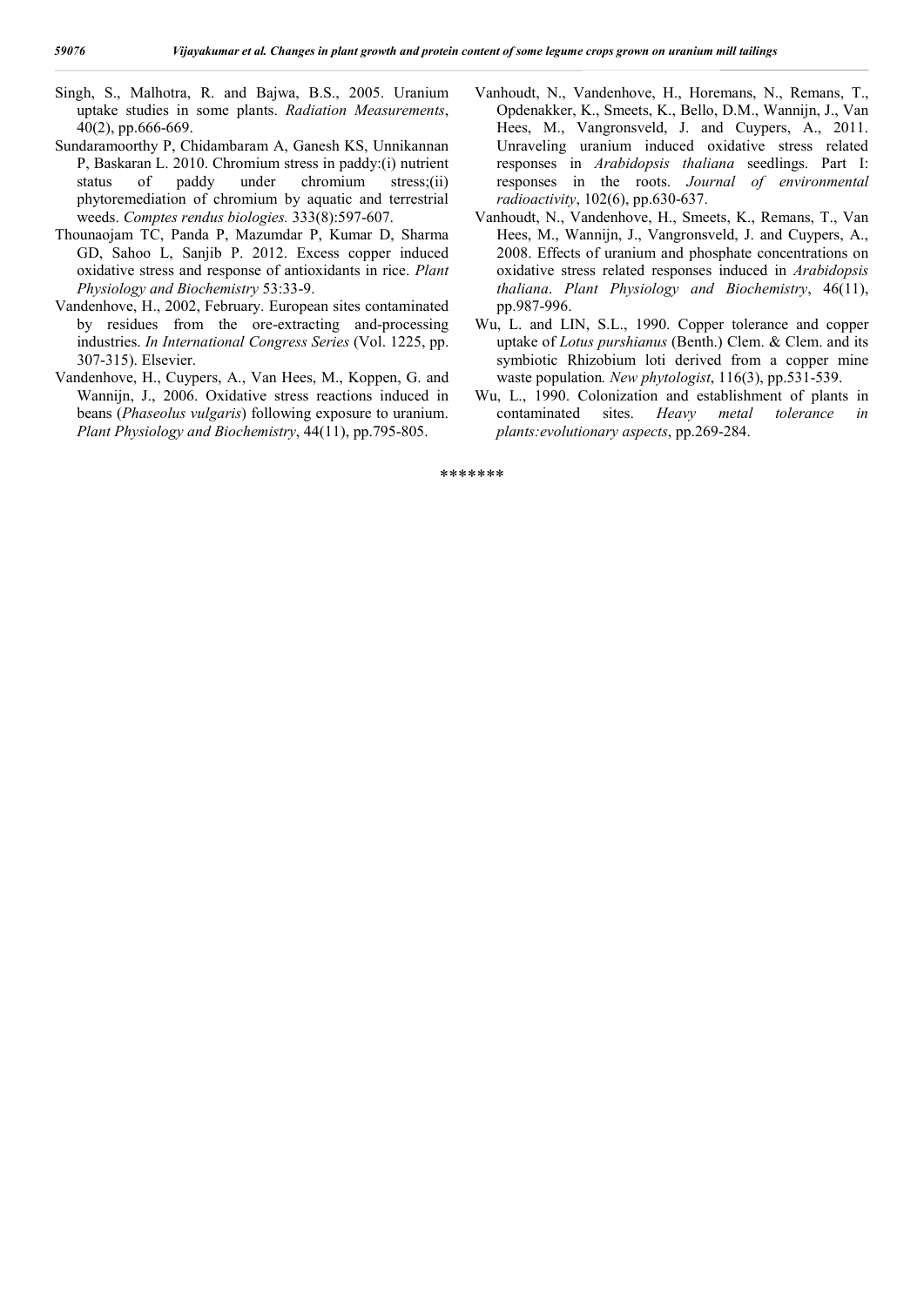Singh, S., Malhotra, R. and Bajwa, B.S., 2005. Uranium uptake studies in some plants. *Radiation Measurements*, 40(2), pp.666-669.

Sundaramoorthy P, Chidambaram A, Ganesh KS, Unnikannan P, Baskaran L. 2010. Chromium stress in paddy:(i) nutrient status of paddy under chromium stress;(ii) phytoremediation of chromium by aquatic and terrestrial weeds. *Comptes rendus biologies.* 333(8):597-607.

Thounaojam TC, Panda P, Mazumdar P, Kumar D, Sharma GD, Sahoo L, Sanjib P. 2012. Excess copper induced oxidative stress and response of antioxidants in rice. *Plant Physiology and Biochemistry* 53:33-9.

Vandenhove, H., 2002, February. European sites contaminated by residues from the ore-extracting and-processing industries. *In International Congress Series* (Vol. 1225, pp. 307-315). Elsevier.

Vandenhove, H., Cuypers, A., Van Hees, M., Koppen, G. and Wannijn, J., 2006. Oxidative stress reactions induced in beans (*Phaseolus vulgaris*) following exposure to uranium. *Plant Physiology and Biochemistry*, 44(11), pp.795-805.

Vanhoudt, N., Vandenhove, H., Horemans, N., Remans, T., Opdenakker, K., Smeets, K., Bello, D.M., Wannijn, J., Van Hees, M., Vangronsveld, J. and Cuypers, A., 2011. Unraveling uranium induced oxidative stress related responses in *Arabidopsis thaliana* seedlings. Part I: responses in the roots. *Journal of environmental radioactivity*, 102(6), pp.630-637.

Vanhoudt, N., Vandenhove, H., Smeets, K., Remans, T., Van Hees, M., Wannijn, J., Vangronsveld, J. and Cuypers, A., 2008. Effects of uranium and phosphate concentrations on oxidative stress related responses induced in *Arabidopsis thaliana*. *Plant Physiology and Biochemistry*, 46(11), pp.987-996.

Wu, L. and LIN, S.L., 1990. Copper tolerance and copper uptake of *Lotus purshianus* (Benth.) Clem. & Clem. and its symbiotic Rhizobium loti derived from a copper mine waste population*. New phytologist*, 116(3), pp.531-539.

Wu, L., 1990. Colonization and establishment of plants in contaminated sites. *Heavy metal tolerance in plants:evolutionary aspects*, pp.269-284.

*******